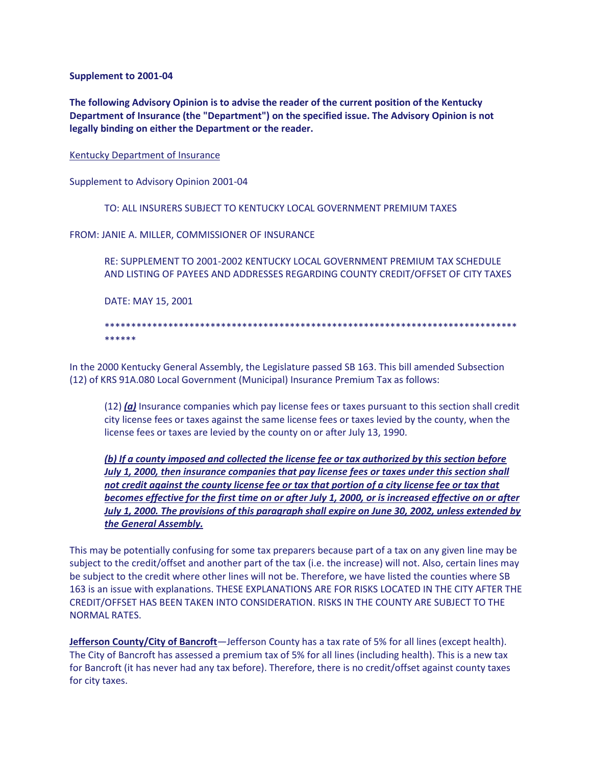**Supplement to 2001-04**

**The following Advisory Opinion is to advise the reader of the current position of the Kentucky Department of Insurance (the "Department") on the specified issue. The Advisory Opinion is not legally binding on either the Department or the reader.**

Kentucky Department of Insurance

Supplement to Advisory Opinion 2001-04

TO: ALL INSURERS SUBJECT TO KENTUCKY LOCAL GOVERNMENT PREMIUM TAXES

FROM: JANIE A. MILLER, COMMISSIONER OF INSURANCE

RE: SUPPLEMENT TO 2001-2002 KENTUCKY LOCAL GOVERNMENT PREMIUM TAX SCHEDULE AND LISTING OF PAYEES AND ADDRESSES REGARDING COUNTY CREDIT/OFFSET OF CITY TAXES

DATE: MAY 15, 2001

************************************************************************************

In the 2000 Kentucky General Assembly, the Legislature passed SB 163. This bill amended Subsection (12) of KRS 91A.080 Local Government (Municipal) Insurance Premium Tax as follows:

> (12) ***(a)*** Insurance companies which pay license fees or taxes pursuant to this section shall credit city license fees or taxes against the same license fees or taxes levied by the county, when the license fees or taxes are levied by the county on or after July 13, 1990.
>
> ***(b) If a county imposed and collected the license fee or tax authorized by this section before July 1, 2000, then insurance companies that pay license fees or taxes under this section shall not credit against the county license fee or tax that portion of a city license fee or tax that becomes effective for the first time on or after July 1, 2000, or is increased effective on or after July 1, 2000. The provisions of this paragraph shall expire on June 30, 2002, unless extended by the General Assembly.***

This may be potentially confusing for some tax preparers because part of a tax on any given line may be subject to the credit/offset and another part of the tax (i.e. the increase) will not. Also, certain lines may be subject to the credit where other lines will not be. Therefore, we have listed the counties where SB 163 is an issue with explanations. THESE EXPLANATIONS ARE FOR RISKS LOCATED IN THE CITY AFTER THE CREDIT/OFFSET HAS BEEN TAKEN INTO CONSIDERATION. RISKS IN THE COUNTY ARE SUBJECT TO THE NORMAL RATES.

**Jefferson County/City of Bancroft**—Jefferson County has a tax rate of 5% for all lines (except health). The City of Bancroft has assessed a premium tax of 5% for all lines (including health). This is a new tax for Bancroft (it has never had any tax before). Therefore, there is no credit/offset against county taxes for city taxes.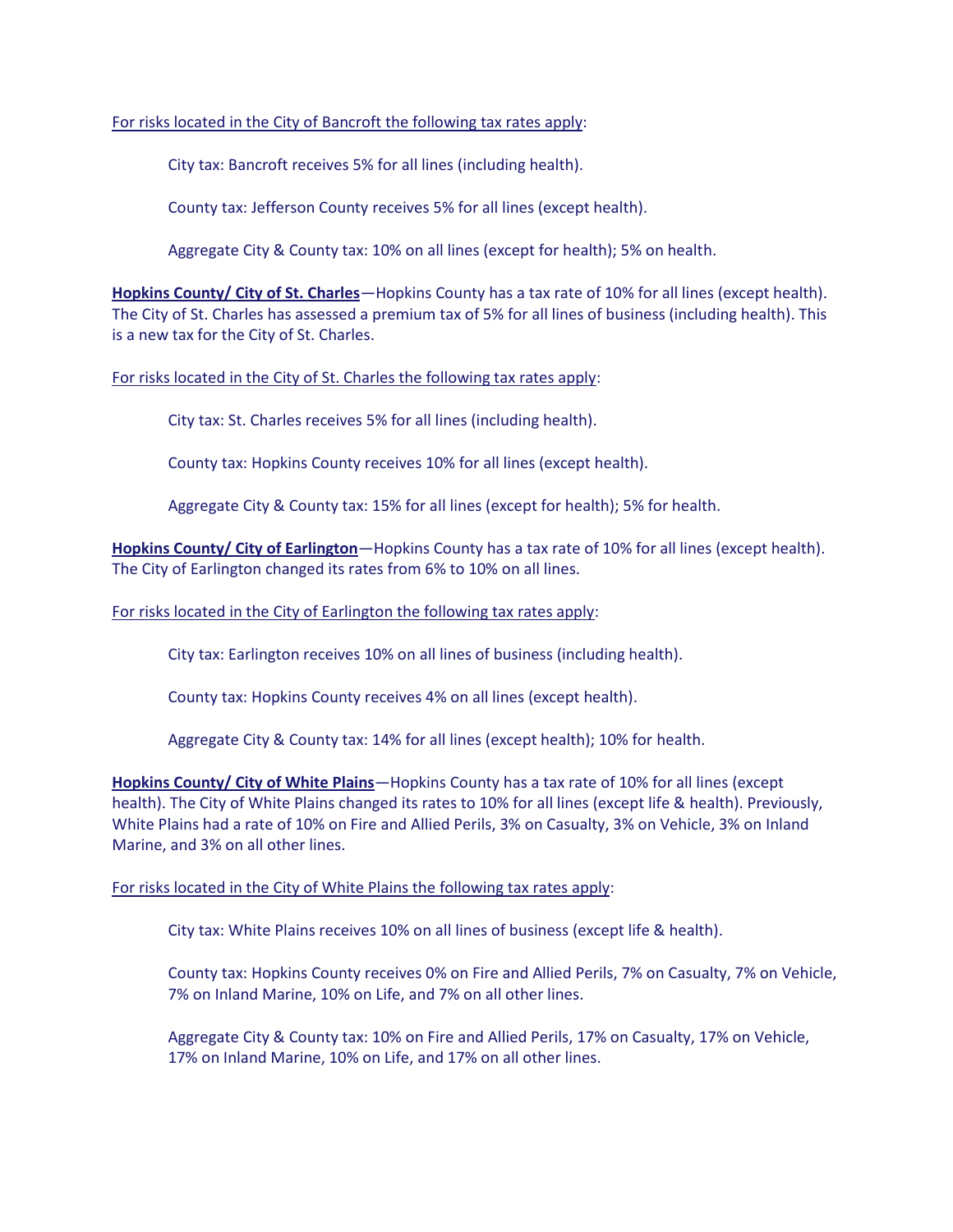For risks located in the City of Bancroft the following tax rates apply:

City tax: Bancroft receives 5% for all lines (including health).

County tax: Jefferson County receives 5% for all lines (except health).

Aggregate City & County tax: 10% on all lines (except for health); 5% on health.

**Hopkins County/ City of St. Charles**—Hopkins County has a tax rate of 10% for all lines (except health). The City of St. Charles has assessed a premium tax of 5% for all lines of business (including health). This is a new tax for the City of St. Charles.

For risks located in the City of St. Charles the following tax rates apply:

City tax: St. Charles receives 5% for all lines (including health).

County tax: Hopkins County receives 10% for all lines (except health).

Aggregate City & County tax: 15% for all lines (except for health); 5% for health.

**Hopkins County/ City of Earlington**—Hopkins County has a tax rate of 10% for all lines (except health). The City of Earlington changed its rates from 6% to 10% on all lines.

For risks located in the City of Earlington the following tax rates apply:

City tax: Earlington receives 10% on all lines of business (including health).

County tax: Hopkins County receives 4% on all lines (except health).

Aggregate City & County tax: 14% for all lines (except health); 10% for health.

**Hopkins County/ City of White Plains**—Hopkins County has a tax rate of 10% for all lines (except health). The City of White Plains changed its rates to 10% for all lines (except life & health). Previously, White Plains had a rate of 10% on Fire and Allied Perils, 3% on Casualty, 3% on Vehicle, 3% on Inland Marine, and 3% on all other lines.

For risks located in the City of White Plains the following tax rates apply:

City tax: White Plains receives 10% on all lines of business (except life & health).

County tax: Hopkins County receives 0% on Fire and Allied Perils, 7% on Casualty, 7% on Vehicle, 7% on Inland Marine, 10% on Life, and 7% on all other lines.

Aggregate City & County tax: 10% on Fire and Allied Perils, 17% on Casualty, 17% on Vehicle, 17% on Inland Marine, 10% on Life, and 17% on all other lines.